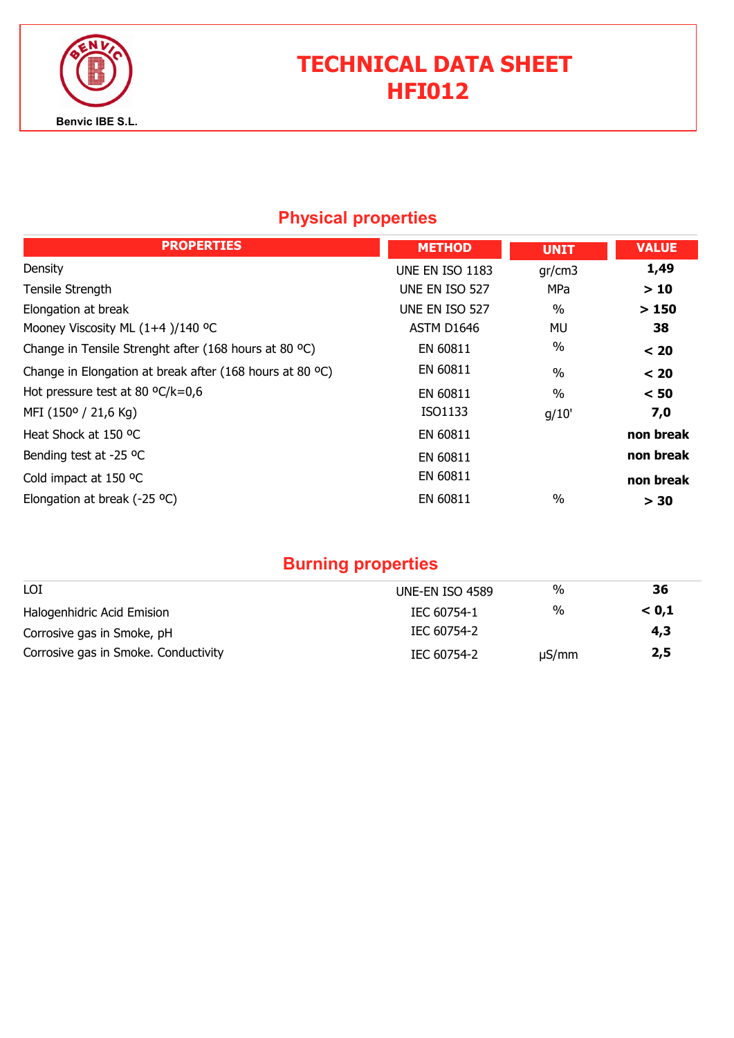Benvic IBE S.L.

# TECHNICAL DATA SHEET HFI012

## Physical properties

| PROPERTIES | METHOD | UNIT | VALUE |
| --- | --- | --- | --- |
| Density | UNE EN ISO 1183 | gr/cm3 | **1,49** |
| Tensile Strength | UNE EN ISO 527 | MPa | **> 10** |
| Elongation at break | UNE EN ISO 527 | % | **> 150** |
| Mooney Viscosity ML (1+4 )/140 ºC | ASTM D1646 | MU | **38** |
| Change in Tensile Strenght after (168 hours at 80 ºC) | EN 60811 | % | **< 20** |
| Change in Elongation at break after (168 hours at 80 ºC) | EN 60811 | % | **< 20** |
| Hot pressure test at 80 ºC/k=0,6 | EN 60811 | % | **< 50** |
| MFI (150º / 21,6 Kg) | ISO1133 | g/10' | **7,0** |
| Heat Shock at 150 ºC | EN 60811 | | **non break** |
| Bending test at -25 ºC | EN 60811 | | **non break** |
| Cold impact at 150 ºC | EN 60811 | | **non break** |
| Elongation at break (-25 ºC) | EN 60811 | % | **> 30** |

## Burning properties

| | | | |
| --- | --- | --- | --- |
| LOI | UNE-EN ISO 4589 | % | **36** |
| Halogenhidric Acid Emision | IEC 60754-1 | % | **< 0,1** |
| Corrosive gas in Smoke, pH | IEC 60754-2 | | **4,3** |
| Corrosive gas in Smoke. Conductivity | IEC 60754-2 | µS/mm | **2,5** |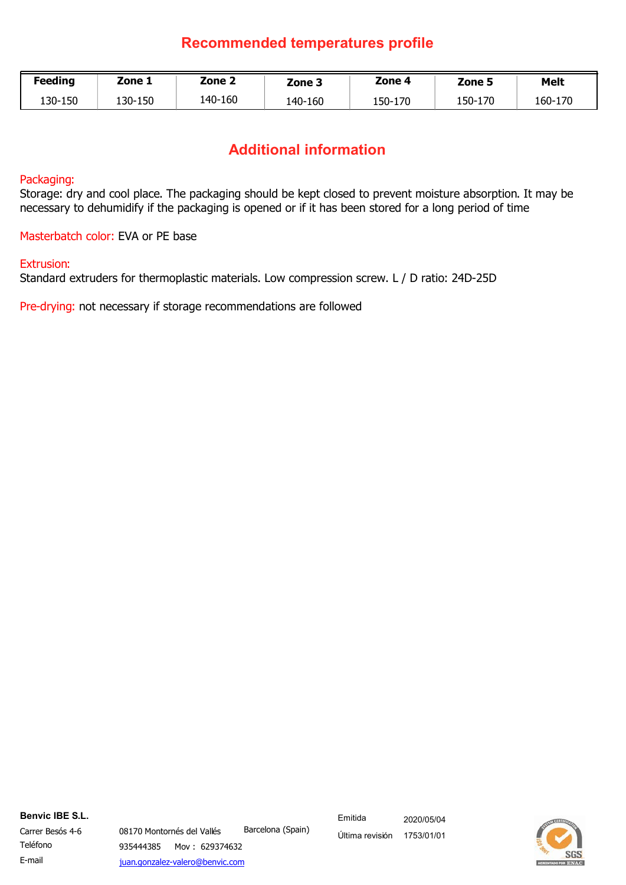## Recommended temperatures profile

| Feeding | Zone 1 | Zone 2 | Zone 3 | Zone 4 | Zone 5 | Melt |
|---|---|---|---|---|---|---|
| 130-150 | 130-150 | 140-160 | 140-160 | 150-170 | 150-170 | 160-170 |

## Additional information

Packaging:
Storage: dry and cool place. The packaging should be kept closed to prevent moisture absorption. It may be necessary to dehumidify if the packaging is opened or if it has been stored for a long period of time

Masterbatch color: EVA or PE base

Extrusion:
Standard extruders for thermoplastic materials. Low compression screw. L / D ratio: 24D-25D

Pre-drying: not necessary if storage recommendations are followed

**Benvic IBE S.L.**
Carrer Besós 4-6 08170 Montornés del Vallés Barcelona (Spain)
Teléfono 935444385 Mov : 629374632
E-mail juan.gonzalez-valero@benvic.com

Emitida 2020/05/04
Última revisión 1753/01/01